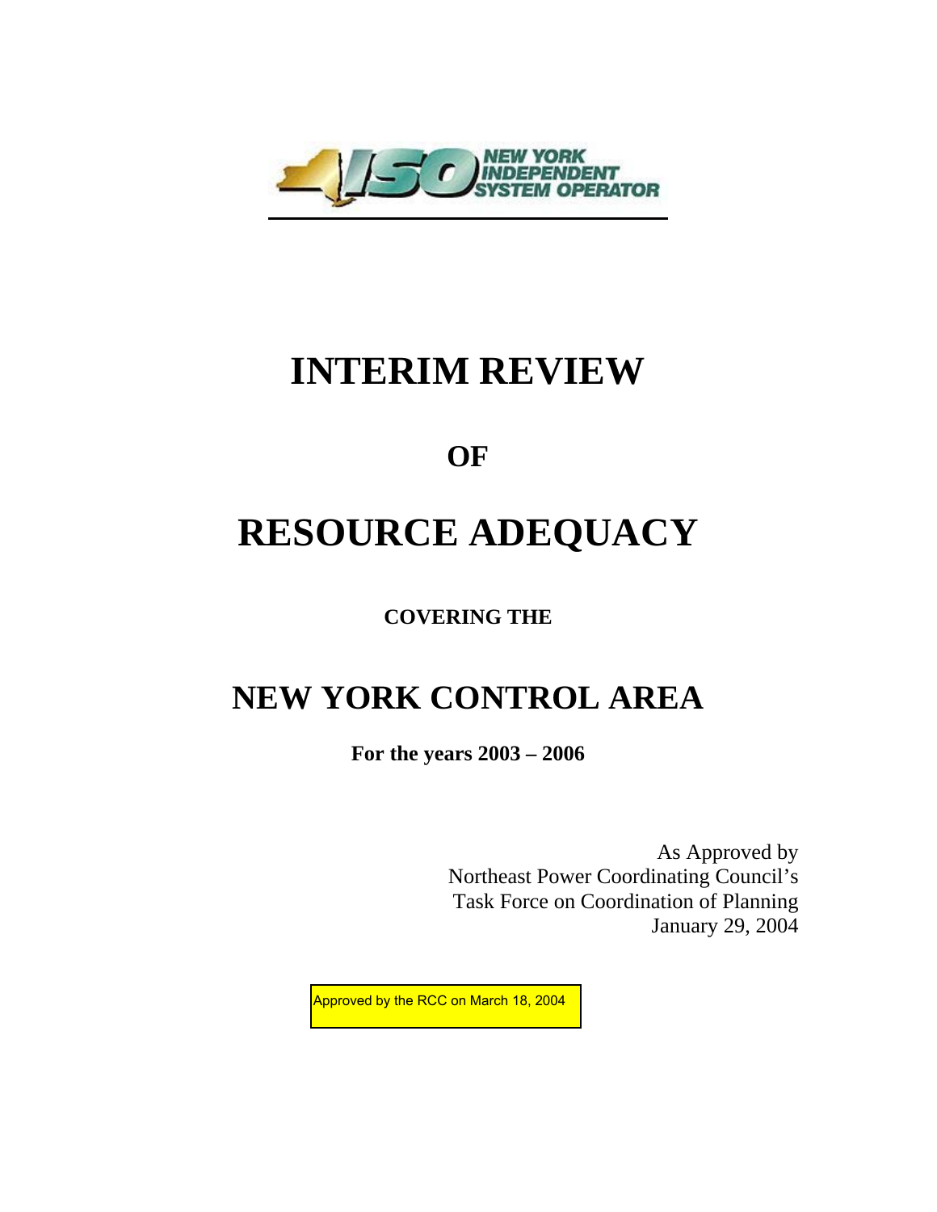NEW YORK INDEPENDENT SYSTEM OPERATOR

# INTERIM REVIEW

## OF

# RESOURCE ADEQUACY

**COVERING THE**

# NEW YORK CONTROL AREA

**For the years 2003 – 2006**

As Approved by
Northeast Power Coordinating Council's
Task Force on Coordination of Planning
January 29, 2004

Approved by the RCC on March 18, 2004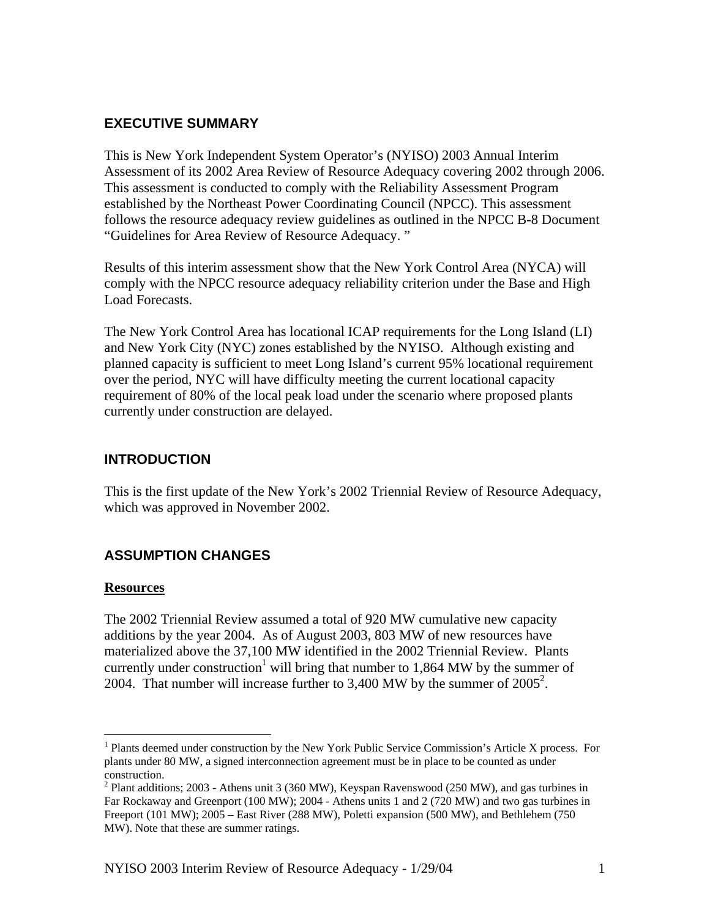## EXECUTIVE SUMMARY

This is New York Independent System Operator's (NYISO) 2003 Annual Interim Assessment of its 2002 Area Review of Resource Adequacy covering 2002 through 2006. This assessment is conducted to comply with the Reliability Assessment Program established by the Northeast Power Coordinating Council (NPCC). This assessment follows the resource adequacy review guidelines as outlined in the NPCC B-8 Document "Guidelines for Area Review of Resource Adequacy. "

Results of this interim assessment show that the New York Control Area (NYCA) will comply with the NPCC resource adequacy reliability criterion under the Base and High Load Forecasts.

The New York Control Area has locational ICAP requirements for the Long Island (LI) and New York City (NYC) zones established by the NYISO. Although existing and planned capacity is sufficient to meet Long Island's current 95% locational requirement over the period, NYC will have difficulty meeting the current locational capacity requirement of 80% of the local peak load under the scenario where proposed plants currently under construction are delayed.

## INTRODUCTION

This is the first update of the New York's 2002 Triennial Review of Resource Adequacy, which was approved in November 2002.

## ASSUMPTION CHANGES

### Resources

The 2002 Triennial Review assumed a total of 920 MW cumulative new capacity additions by the year 2004. As of August 2003, 803 MW of new resources have materialized above the 37,100 MW identified in the 2002 Triennial Review. Plants currently under construction[1] will bring that number to 1,864 MW by the summer of 2004. That number will increase further to 3,400 MW by the summer of 2005[2].

---

[1] Plants deemed under construction by the New York Public Service Commission's Article X process. For plants under 80 MW, a signed interconnection agreement must be in place to be counted as under construction.

[2] Plant additions; 2003 - Athens unit 3 (360 MW), Keyspan Ravenswood (250 MW), and gas turbines in Far Rockaway and Greenport (100 MW); 2004 - Athens units 1 and 2 (720 MW) and two gas turbines in Freeport (101 MW); 2005 – East River (288 MW), Poletti expansion (500 MW), and Bethlehem (750 MW). Note that these are summer ratings.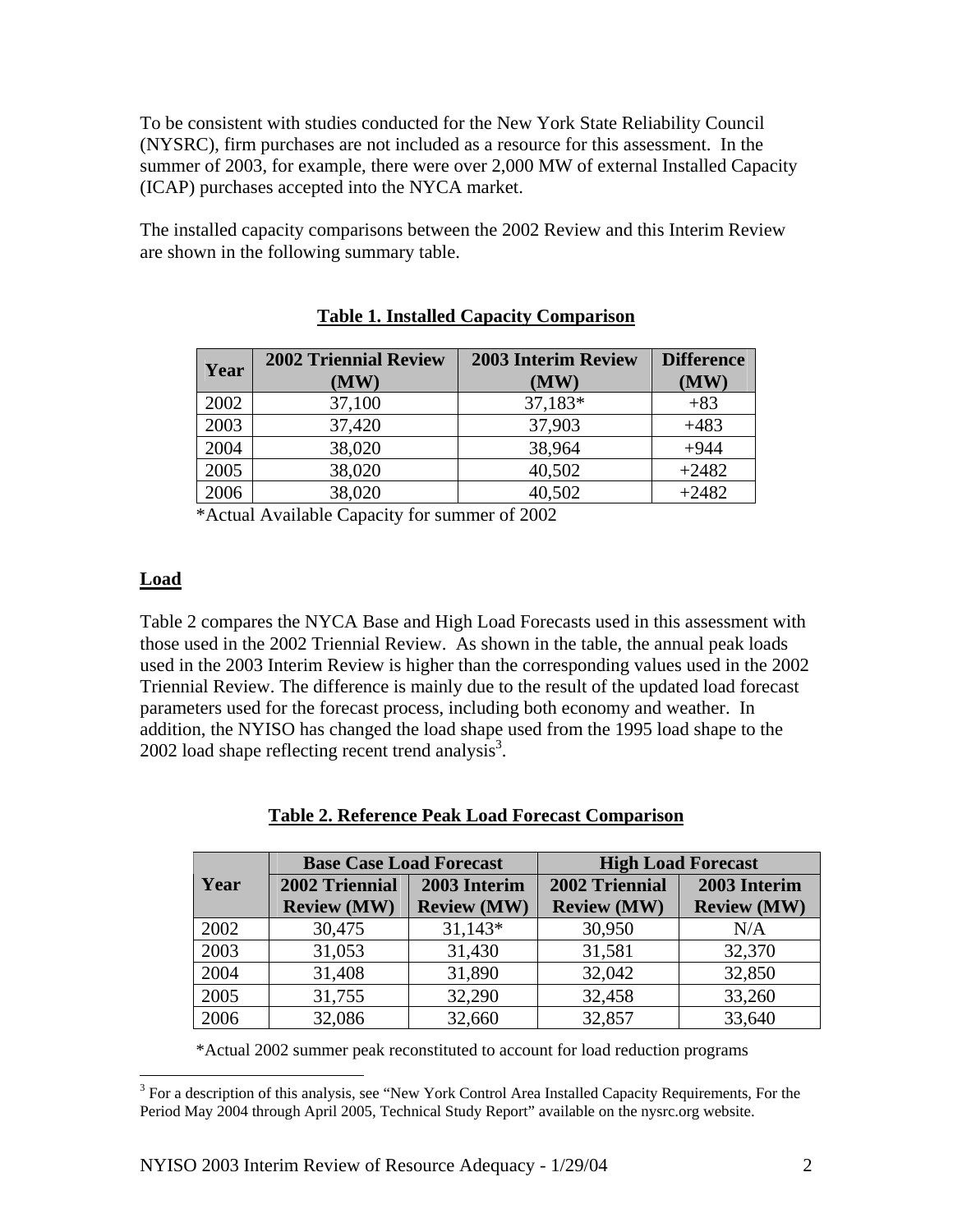To be consistent with studies conducted for the New York State Reliability Council (NYSRC), firm purchases are not included as a resource for this assessment. In the summer of 2003, for example, there were over 2,000 MW of external Installed Capacity (ICAP) purchases accepted into the NYCA market.

The installed capacity comparisons between the 2002 Review and this Interim Review are shown in the following summary table.

**Table 1. Installed Capacity Comparison**

| Year | 2002 Triennial Review (MW) | 2003 Interim Review (MW) | Difference (MW) |
|---|---|---|---|
| 2002 | 37,100 | 37,183* | +83 |
| 2003 | 37,420 | 37,903 | +483 |
| 2004 | 38,020 | 38,964 | +944 |
| 2005 | 38,020 | 40,502 | +2482 |
| 2006 | 38,020 | 40,502 | +2482 |

*Actual Available Capacity for summer of 2002

## Load

Table 2 compares the NYCA Base and High Load Forecasts used in this assessment with those used in the 2002 Triennial Review. As shown in the table, the annual peak loads used in the 2003 Interim Review is higher than the corresponding values used in the 2002 Triennial Review. The difference is mainly due to the result of the updated load forecast parameters used for the forecast process, including both economy and weather. In addition, the NYISO has changed the load shape used from the 1995 load shape to the 2002 load shape reflecting recent trend analysis[3].

**Table 2. Reference Peak Load Forecast Comparison**

| Year | Base Case Load Forecast | | High Load Forecast | |
|---|---|---|---|---|
| | 2002 Triennial Review (MW) | 2003 Interim Review (MW) | 2002 Triennial Review (MW) | 2003 Interim Review (MW) |
| 2002 | 30,475 | 31,143* | 30,950 | N/A |
| 2003 | 31,053 | 31,430 | 31,581 | 32,370 |
| 2004 | 31,408 | 31,890 | 32,042 | 32,850 |
| 2005 | 31,755 | 32,290 | 32,458 | 33,260 |
| 2006 | 32,086 | 32,660 | 32,857 | 33,640 |

*Actual 2002 summer peak reconstituted to account for load reduction programs

[3] For a description of this analysis, see "New York Control Area Installed Capacity Requirements, For the Period May 2004 through April 2005, Technical Study Report" available on the nysrc.org website.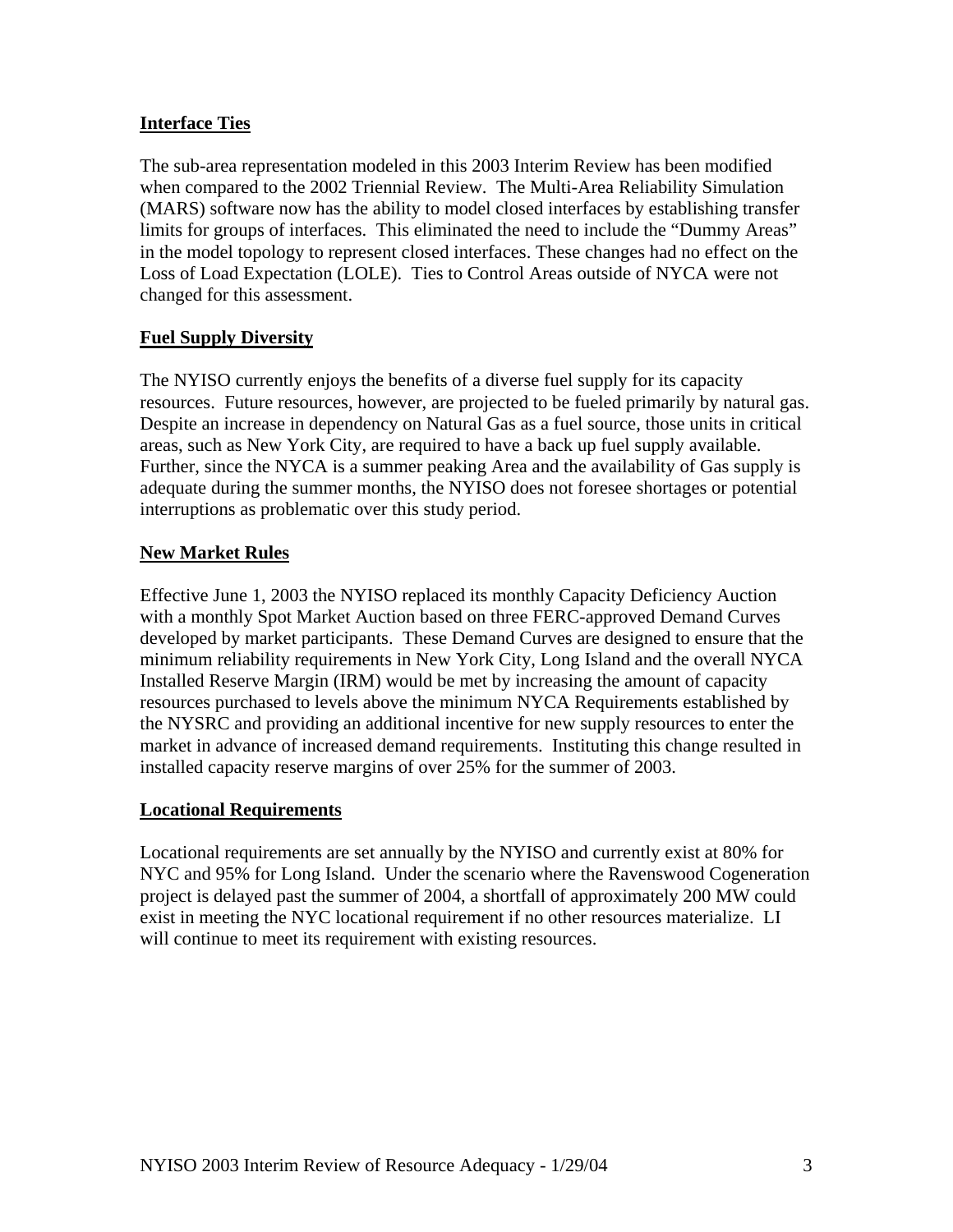## Interface Ties

The sub-area representation modeled in this 2003 Interim Review has been modified when compared to the 2002 Triennial Review. The Multi-Area Reliability Simulation (MARS) software now has the ability to model closed interfaces by establishing transfer limits for groups of interfaces. This eliminated the need to include the "Dummy Areas" in the model topology to represent closed interfaces. These changes had no effect on the Loss of Load Expectation (LOLE). Ties to Control Areas outside of NYCA were not changed for this assessment.

## Fuel Supply Diversity

The NYISO currently enjoys the benefits of a diverse fuel supply for its capacity resources. Future resources, however, are projected to be fueled primarily by natural gas. Despite an increase in dependency on Natural Gas as a fuel source, those units in critical areas, such as New York City, are required to have a back up fuel supply available. Further, since the NYCA is a summer peaking Area and the availability of Gas supply is adequate during the summer months, the NYISO does not foresee shortages or potential interruptions as problematic over this study period.

## New Market Rules

Effective June 1, 2003 the NYISO replaced its monthly Capacity Deficiency Auction with a monthly Spot Market Auction based on three FERC-approved Demand Curves developed by market participants. These Demand Curves are designed to ensure that the minimum reliability requirements in New York City, Long Island and the overall NYCA Installed Reserve Margin (IRM) would be met by increasing the amount of capacity resources purchased to levels above the minimum NYCA Requirements established by the NYSRC and providing an additional incentive for new supply resources to enter the market in advance of increased demand requirements. Instituting this change resulted in installed capacity reserve margins of over 25% for the summer of 2003.

## Locational Requirements

Locational requirements are set annually by the NYISO and currently exist at 80% for NYC and 95% for Long Island. Under the scenario where the Ravenswood Cogeneration project is delayed past the summer of 2004, a shortfall of approximately 200 MW could exist in meeting the NYC locational requirement if no other resources materialize. LI will continue to meet its requirement with existing resources.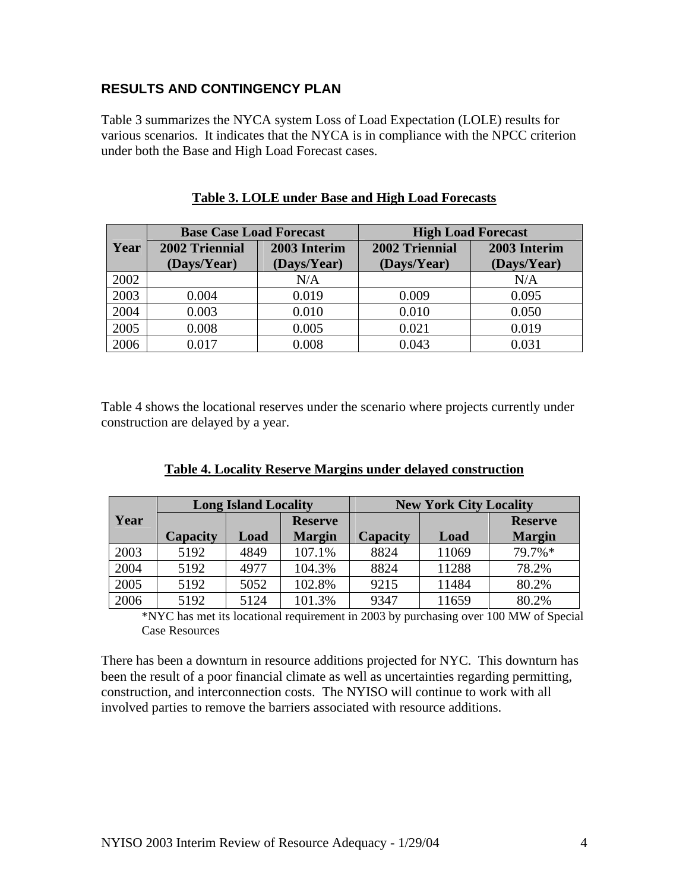## RESULTS AND CONTINGENCY PLAN

Table 3 summarizes the NYCA system Loss of Load Expectation (LOLE) results for various scenarios. It indicates that the NYCA is in compliance with the NPCC criterion under both the Base and High Load Forecast cases.

**Table 3. LOLE under Base and High Load Forecasts**

| Year | Base Case Load Forecast | | High Load Forecast | |
|---|---|---|---|---|
| | 2002 Triennial (Days/Year) | 2003 Interim (Days/Year) | 2002 Triennial (Days/Year) | 2003 Interim (Days/Year) |
| 2002 | | N/A | | N/A |
| 2003 | 0.004 | 0.019 | 0.009 | 0.095 |
| 2004 | 0.003 | 0.010 | 0.010 | 0.050 |
| 2005 | 0.008 | 0.005 | 0.021 | 0.019 |
| 2006 | 0.017 | 0.008 | 0.043 | 0.031 |

Table 4 shows the locational reserves under the scenario where projects currently under construction are delayed by a year.

**Table 4. Locality Reserve Margins under delayed construction**

| Year | Long Island Locality | | | New York City Locality | | |
|---|---|---|---|---|---|---|
| | Capacity | Load | Reserve Margin | Capacity | Load | Reserve Margin |
| 2003 | 5192 | 4849 | 107.1% | 8824 | 11069 | 79.7%* |
| 2004 | 5192 | 4977 | 104.3% | 8824 | 11288 | 78.2% |
| 2005 | 5192 | 5052 | 102.8% | 9215 | 11484 | 80.2% |
| 2006 | 5192 | 5124 | 101.3% | 9347 | 11659 | 80.2% |

*NYC has met its locational requirement in 2003 by purchasing over 100 MW of Special Case Resources

There has been a downturn in resource additions projected for NYC. This downturn has been the result of a poor financial climate as well as uncertainties regarding permitting, construction, and interconnection costs. The NYISO will continue to work with all involved parties to remove the barriers associated with resource additions.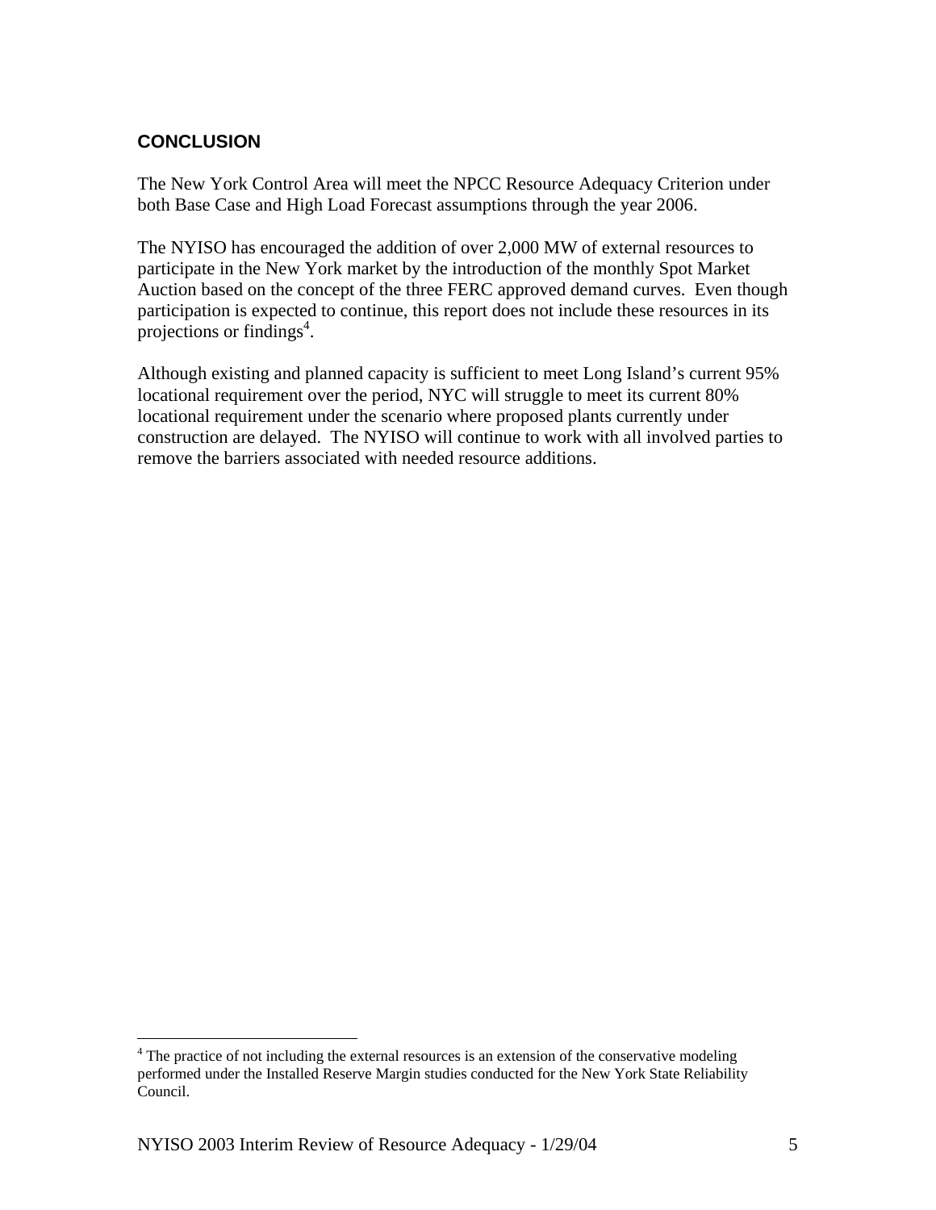## CONCLUSION

The New York Control Area will meet the NPCC Resource Adequacy Criterion under both Base Case and High Load Forecast assumptions through the year 2006.

The NYISO has encouraged the addition of over 2,000 MW of external resources to participate in the New York market by the introduction of the monthly Spot Market Auction based on the concept of the three FERC approved demand curves. Even though participation is expected to continue, this report does not include these resources in its projections or findings[4].

Although existing and planned capacity is sufficient to meet Long Island's current 95% locational requirement over the period, NYC will struggle to meet its current 80% locational requirement under the scenario where proposed plants currently under construction are delayed. The NYISO will continue to work with all involved parties to remove the barriers associated with needed resource additions.

[4] The practice of not including the external resources is an extension of the conservative modeling performed under the Installed Reserve Margin studies conducted for the New York State Reliability Council.